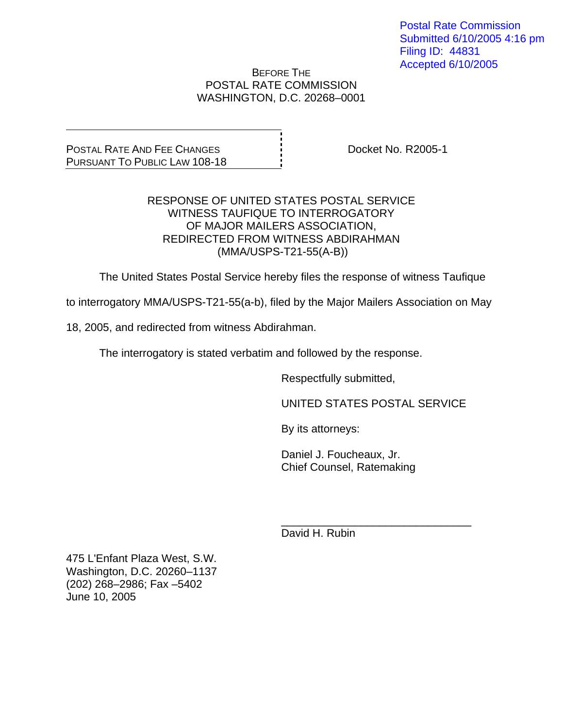Postal Rate Commission
Submitted 6/10/2005 4:16 pm
Filing ID: 44831
Accepted 6/10/2005

BEFORE THE
POSTAL RATE COMMISSION
WASHINGTON, D.C. 20268–0001

| | |
|---|---|
| POSTAL RATE AND FEE CHANGES<br>PURSUANT TO PUBLIC LAW 108-18 | Docket No. R2005-1 |

RESPONSE OF UNITED STATES POSTAL SERVICE
WITNESS TAUFIQUE TO INTERROGATORY
OF MAJOR MAILERS ASSOCIATION,
REDIRECTED FROM WITNESS ABDIRAHMAN
(MMA/USPS-T21-55(A-B))

The United States Postal Service hereby files the response of witness Taufique to interrogatory MMA/USPS-T21-55(a-b), filed by the Major Mailers Association on May 18, 2005, and redirected from witness Abdirahman.

The interrogatory is stated verbatim and followed by the response.

Respectfully submitted,

UNITED STATES POSTAL SERVICE

By its attorneys:

Daniel J. Foucheaux, Jr.
Chief Counsel, Ratemaking

\_\_\_\_\_\_\_\_\_\_\_\_\_\_\_\_\_\_\_\_\_\_\_\_\_\_\_\_\_\_\_\_
David H. Rubin

475 L'Enfant Plaza West, S.W.
Washington, D.C. 20260–1137
(202) 268–2986; Fax –5402
June 10, 2005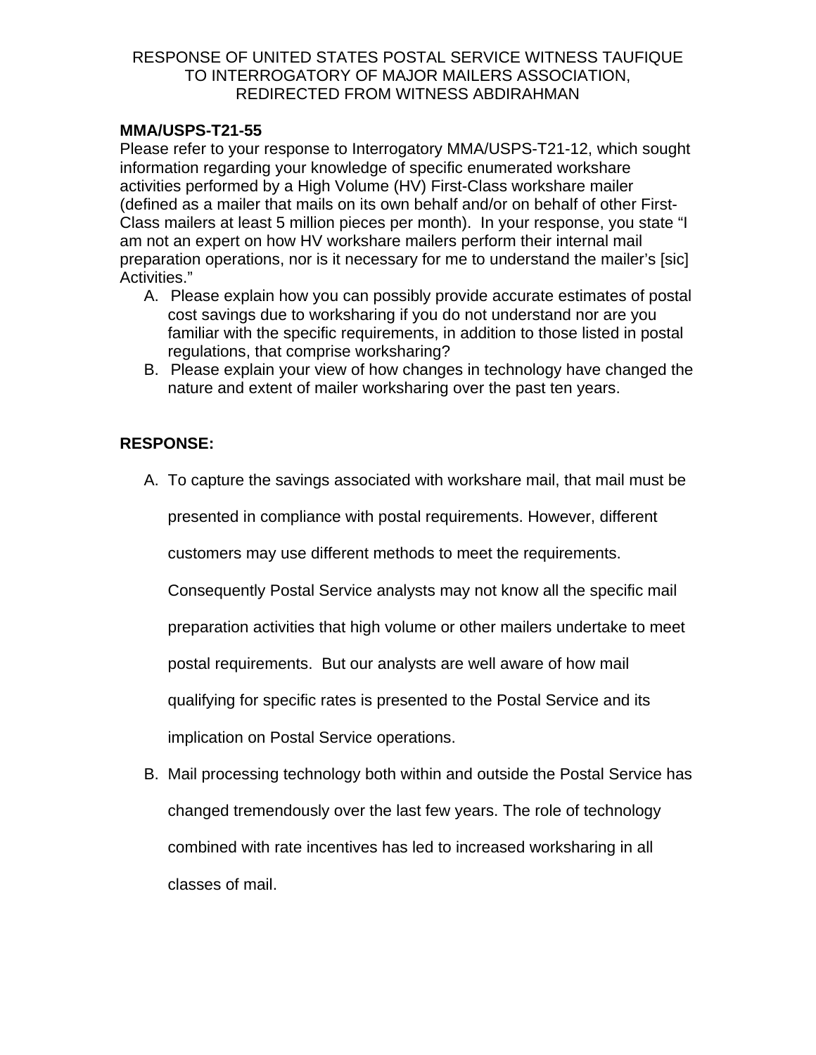RESPONSE OF UNITED STATES POSTAL SERVICE WITNESS TAUFIQUE TO INTERROGATORY OF MAJOR MAILERS ASSOCIATION, REDIRECTED FROM WITNESS ABDIRAHMAN

**MMA/USPS-T21-55**

Please refer to your response to Interrogatory MMA/USPS-T21-12, which sought information regarding your knowledge of specific enumerated workshare activities performed by a High Volume (HV) First-Class workshare mailer (defined as a mailer that mails on its own behalf and/or on behalf of other First-Class mailers at least 5 million pieces per month). In your response, you state "I am not an expert on how HV workshare mailers perform their internal mail preparation operations, nor is it necessary for me to understand the mailer's [sic] Activities."

A. Please explain how you can possibly provide accurate estimates of postal cost savings due to worksharing if you do not understand nor are you familiar with the specific requirements, in addition to those listed in postal regulations, that comprise worksharing?

B. Please explain your view of how changes in technology have changed the nature and extent of mailer worksharing over the past ten years.

**RESPONSE:**

A. To capture the savings associated with workshare mail, that mail must be presented in compliance with postal requirements. However, different customers may use different methods to meet the requirements. Consequently Postal Service analysts may not know all the specific mail preparation activities that high volume or other mailers undertake to meet postal requirements. But our analysts are well aware of how mail qualifying for specific rates is presented to the Postal Service and its implication on Postal Service operations.

B. Mail processing technology both within and outside the Postal Service has changed tremendously over the last few years. The role of technology combined with rate incentives has led to increased worksharing in all classes of mail.